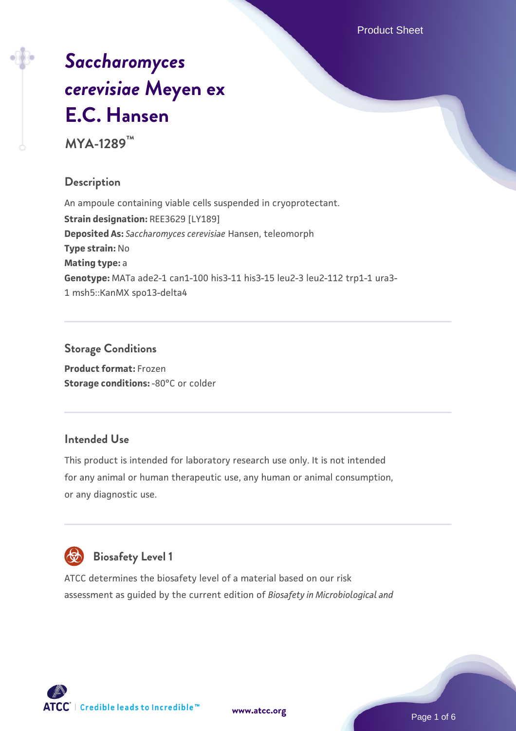# *Saccharomyces cerevisiae* Meyen ex E.C. Hansen

**MYA-1289™**

## Description

An ampoule containing viable cells suspended in cryoprotectant.

**Strain designation:** REE3629 [LY189]

**Deposited As:** *Saccharomyces cerevisiae* Hansen, teleomorph

**Type strain:** No

**Mating type:** a

**Genotype:** MATa ade2-1 can1-100 his3-11 his3-15 leu2-3 leu2-112 trp1-1 ura3-1 msh5::KanMX spo13-delta4

## Storage Conditions

**Product format:** Frozen

**Storage conditions:** -80°C or colder

## Intended Use

This product is intended for laboratory research use only. It is not intended for any animal or human therapeutic use, any human or animal consumption, or any diagnostic use.

## Biosafety Level 1

ATCC determines the biosafety level of a material based on our risk assessment as guided by the current edition of *Biosafety in Microbiological and*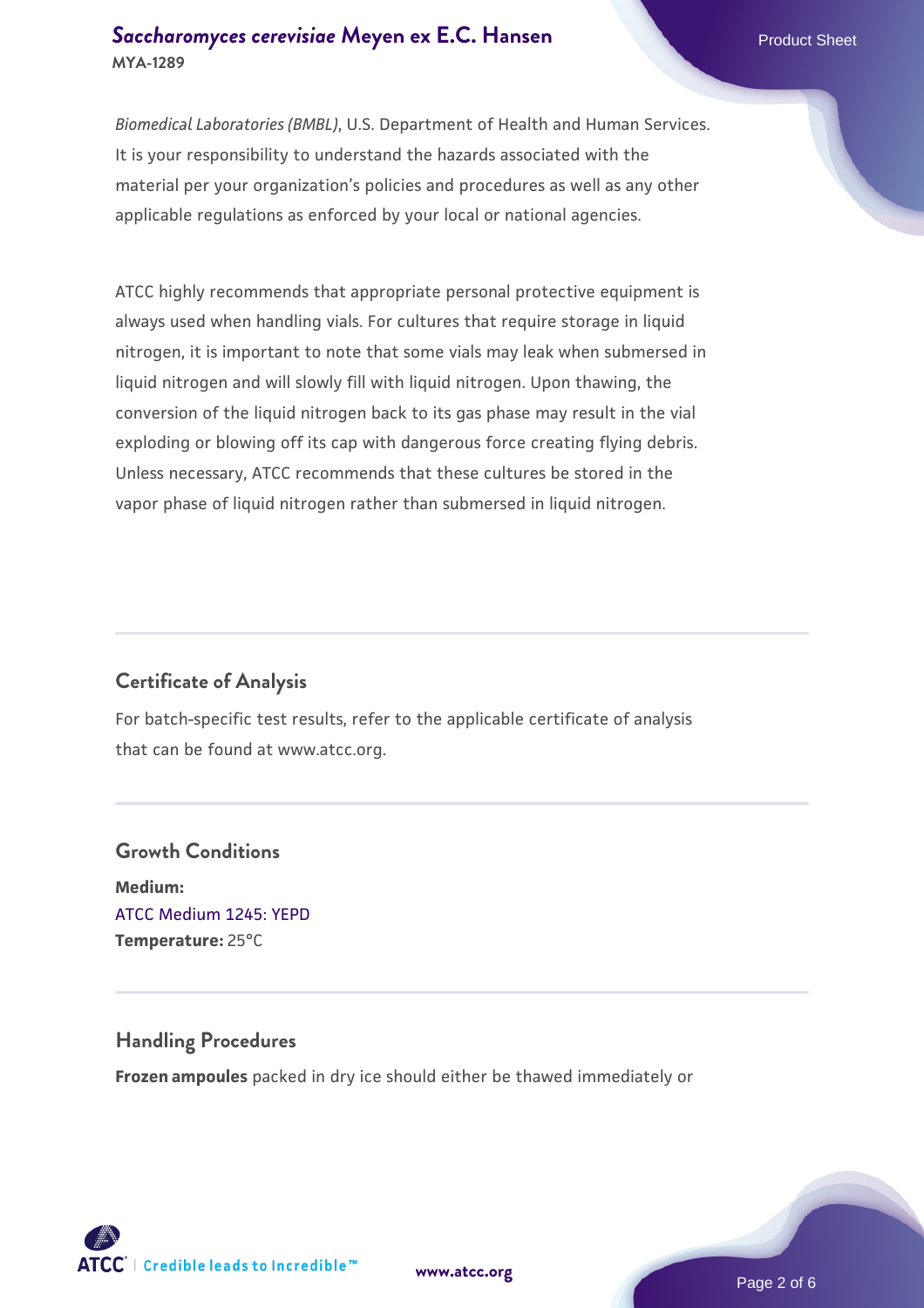*Biomedical Laboratories (BMBL)*, U.S. Department of Health and Human Services. It is your responsibility to understand the hazards associated with the material per your organization's policies and procedures as well as any other applicable regulations as enforced by your local or national agencies.

ATCC highly recommends that appropriate personal protective equipment is always used when handling vials. For cultures that require storage in liquid nitrogen, it is important to note that some vials may leak when submersed in liquid nitrogen and will slowly fill with liquid nitrogen. Upon thawing, the conversion of the liquid nitrogen back to its gas phase may result in the vial exploding or blowing off its cap with dangerous force creating flying debris. Unless necessary, ATCC recommends that these cultures be stored in the vapor phase of liquid nitrogen rather than submersed in liquid nitrogen.

## Certificate of Analysis

For batch-specific test results, refer to the applicable certificate of analysis that can be found at www.atcc.org.

## Growth Conditions

**Medium:**
ATCC Medium 1245: YEPD
**Temperature:** 25°C

## Handling Procedures

**Frozen ampoules** packed in dry ice should either be thawed immediately or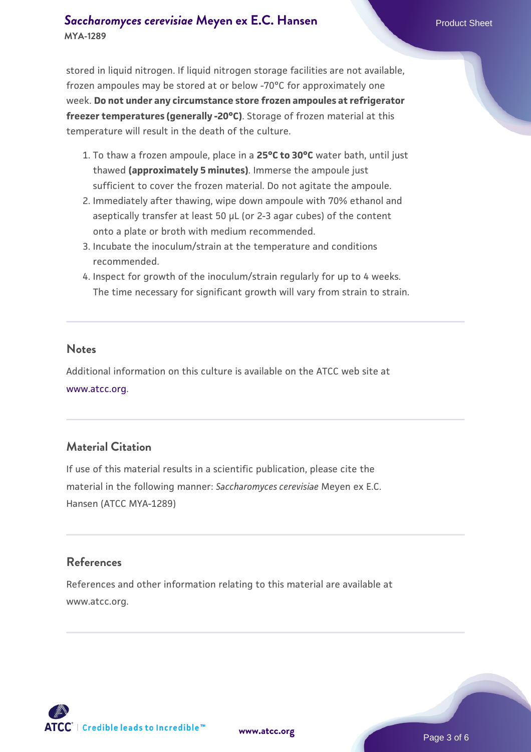stored in liquid nitrogen. If liquid nitrogen storage facilities are not available, frozen ampoules may be stored at or below -70°C for approximately one week. **Do not under any circumstance store frozen ampoules at refrigerator freezer temperatures (generally -20°C)**. Storage of frozen material at this temperature will result in the death of the culture.

1. To thaw a frozen ampoule, place in a **25°C to 30°C** water bath, until just thawed **(approximately 5 minutes)**. Immerse the ampoule just sufficient to cover the frozen material. Do not agitate the ampoule.
2. Immediately after thawing, wipe down ampoule with 70% ethanol and aseptically transfer at least 50 µL (or 2-3 agar cubes) of the content onto a plate or broth with medium recommended.
3. Incubate the inoculum/strain at the temperature and conditions recommended.
4. Inspect for growth of the inoculum/strain regularly for up to 4 weeks. The time necessary for significant growth will vary from strain to strain.

## Notes

Additional information on this culture is available on the ATCC web site at www.atcc.org.

## Material Citation

If use of this material results in a scientific publication, please cite the material in the following manner: *Saccharomyces cerevisiae* Meyen ex E.C. Hansen (ATCC MYA-1289)

## References

References and other information relating to this material are available at www.atcc.org.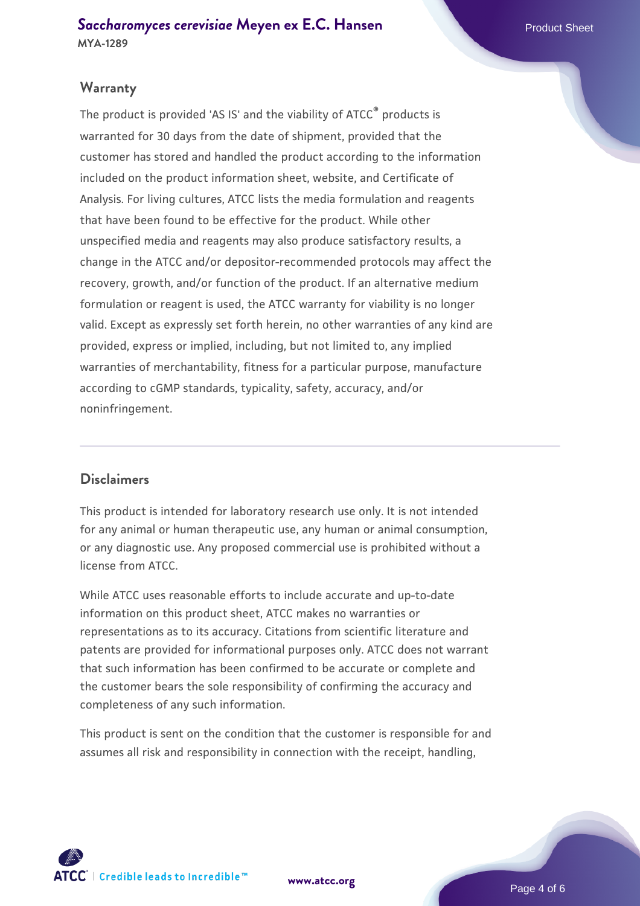## Warranty

The product is provided 'AS IS' and the viability of ATCC® products is warranted for 30 days from the date of shipment, provided that the customer has stored and handled the product according to the information included on the product information sheet, website, and Certificate of Analysis. For living cultures, ATCC lists the media formulation and reagents that have been found to be effective for the product. While other unspecified media and reagents may also produce satisfactory results, a change in the ATCC and/or depositor-recommended protocols may affect the recovery, growth, and/or function of the product. If an alternative medium formulation or reagent is used, the ATCC warranty for viability is no longer valid. Except as expressly set forth herein, no other warranties of any kind are provided, express or implied, including, but not limited to, any implied warranties of merchantability, fitness for a particular purpose, manufacture according to cGMP standards, typicality, safety, accuracy, and/or noninfringement.

## Disclaimers

This product is intended for laboratory research use only. It is not intended for any animal or human therapeutic use, any human or animal consumption, or any diagnostic use. Any proposed commercial use is prohibited without a license from ATCC.

While ATCC uses reasonable efforts to include accurate and up-to-date information on this product sheet, ATCC makes no warranties or representations as to its accuracy. Citations from scientific literature and patents are provided for informational purposes only. ATCC does not warrant that such information has been confirmed to be accurate or complete and the customer bears the sole responsibility of confirming the accuracy and completeness of any such information.

This product is sent on the condition that the customer is responsible for and assumes all risk and responsibility in connection with the receipt, handling,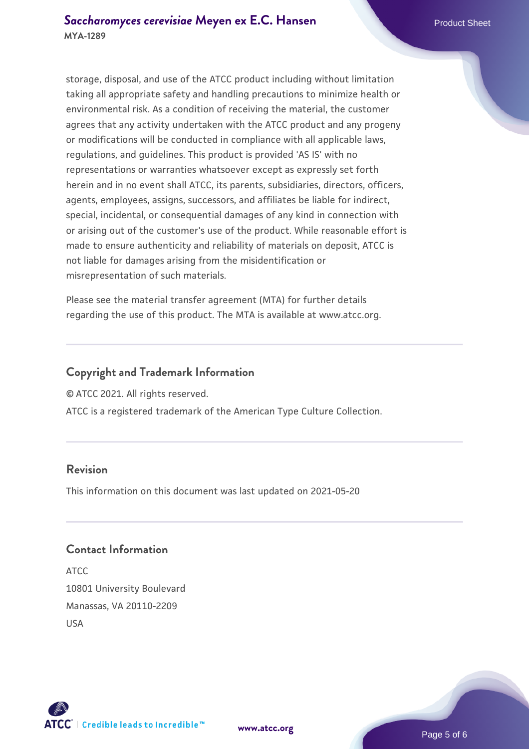storage, disposal, and use of the ATCC product including without limitation taking all appropriate safety and handling precautions to minimize health or environmental risk. As a condition of receiving the material, the customer agrees that any activity undertaken with the ATCC product and any progeny or modifications will be conducted in compliance with all applicable laws, regulations, and guidelines. This product is provided 'AS IS' with no representations or warranties whatsoever except as expressly set forth herein and in no event shall ATCC, its parents, subsidiaries, directors, officers, agents, employees, assigns, successors, and affiliates be liable for indirect, special, incidental, or consequential damages of any kind in connection with or arising out of the customer's use of the product. While reasonable effort is made to ensure authenticity and reliability of materials on deposit, ATCC is not liable for damages arising from the misidentification or misrepresentation of such materials.

Please see the material transfer agreement (MTA) for further details regarding the use of this product. The MTA is available at www.atcc.org.

## Copyright and Trademark Information

© ATCC 2021. All rights reserved.

ATCC is a registered trademark of the American Type Culture Collection.

## Revision

This information on this document was last updated on 2021-05-20

## Contact Information

ATCC
10801 University Boulevard
Manassas, VA 20110-2209
USA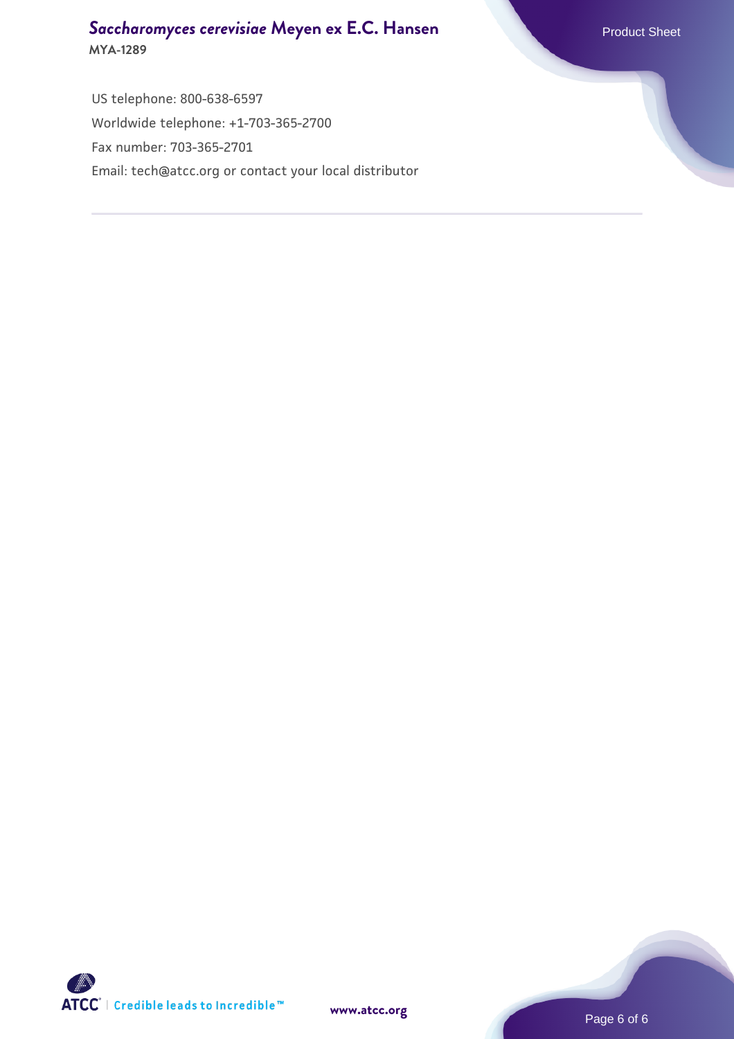US telephone: 800-638-6597

Worldwide telephone: +1-703-365-2700

Fax number: 703-365-2701

Email: tech@atcc.org or contact your local distributor